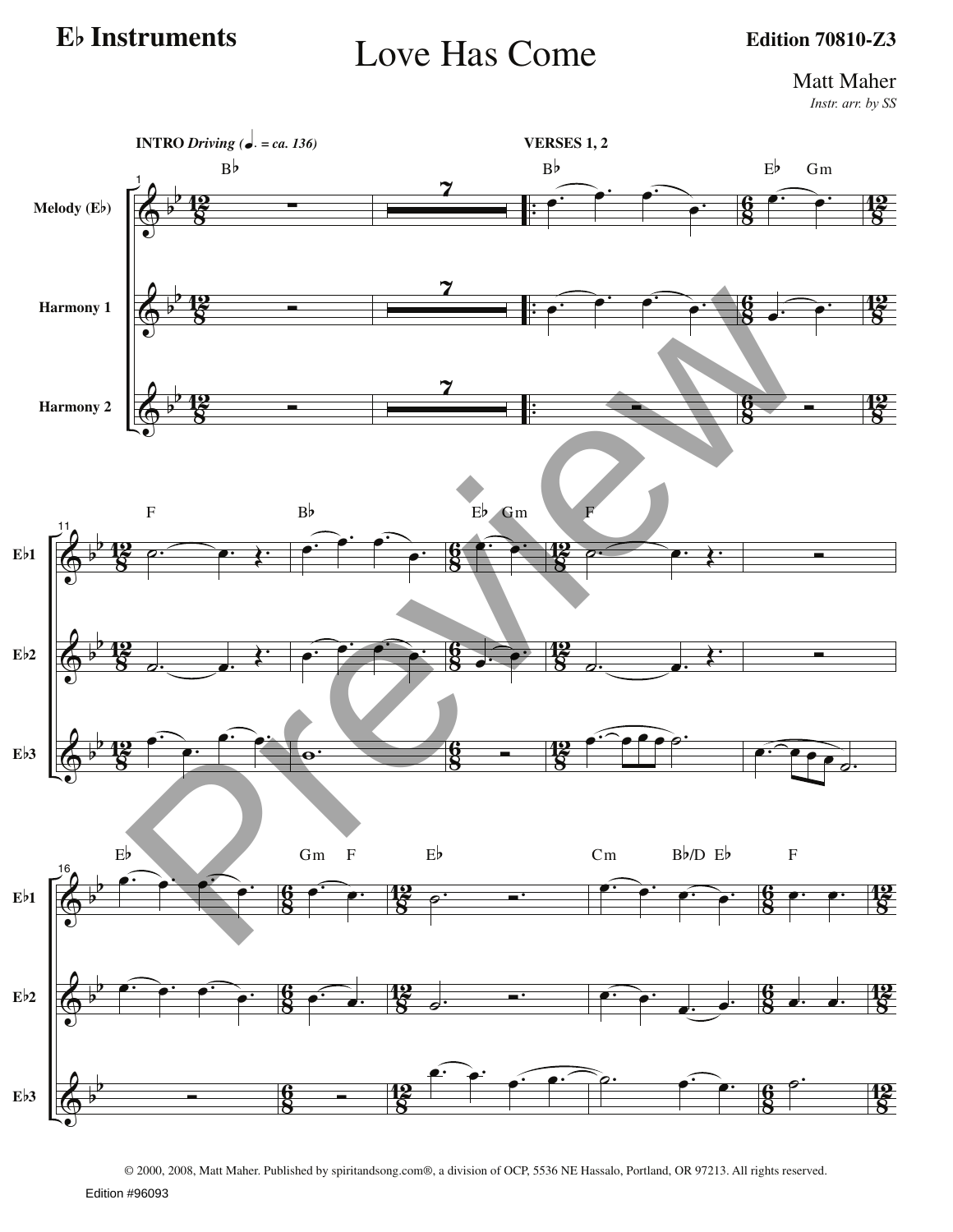**E♭ Instruments**

# Love Has Come

**Edition 70810-Z3**

Matt Maher

*Instr. arr. by SS*

© 2000, 2008, Matt Maher. Published by spiritandsong.com®, a division of OCP, 5536 NE Hassalo, Portland, OR 97213. All rights reserved.

Edition #96093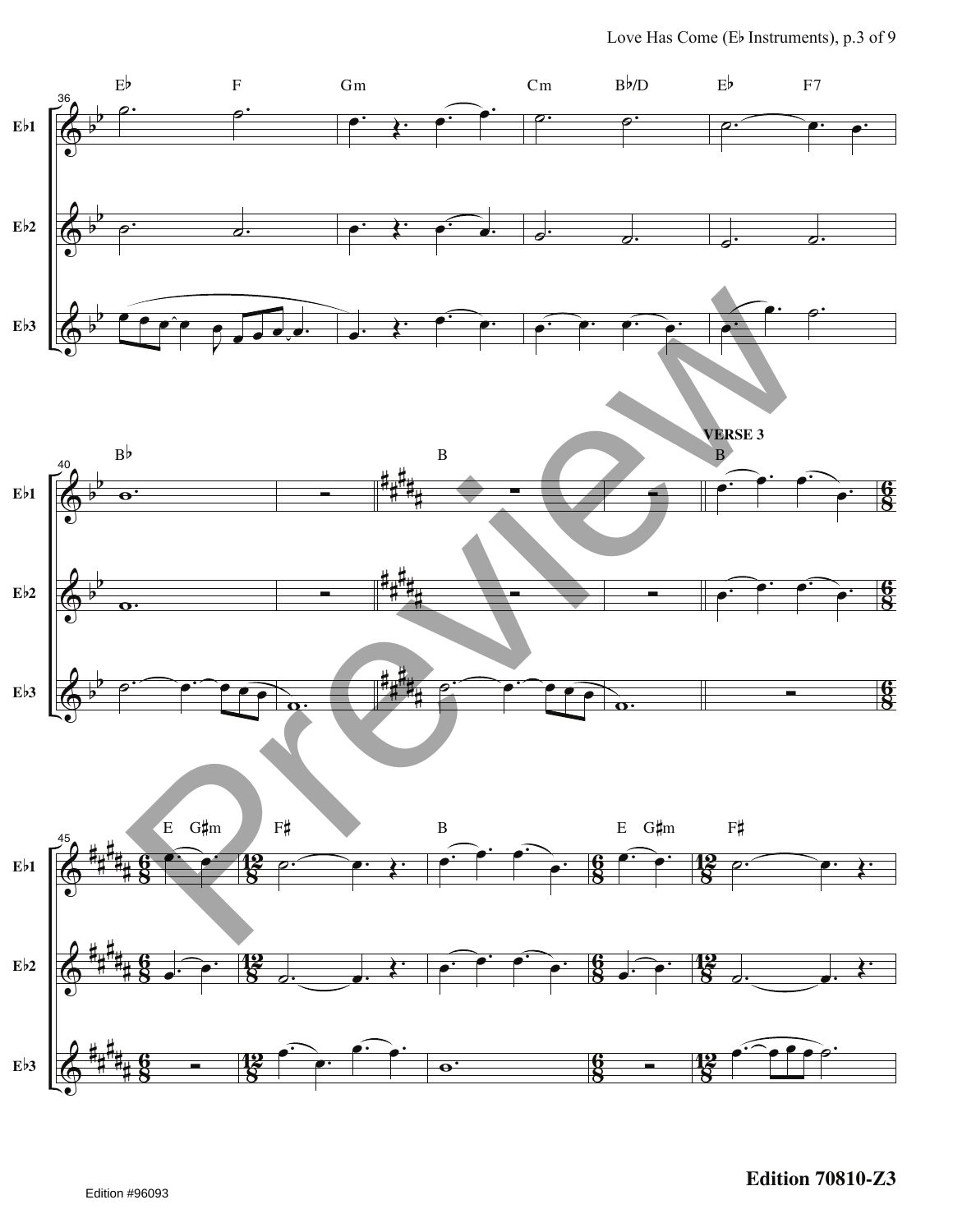Eb1

Eb2

Eb3

Eb
F
Gm
Cm
Bb/D
Eb
F7

Bb
B
VERSE 3
B

E
G#m
F#
B
E
G#m
F#

Edition 70810-Z3

Edition #96093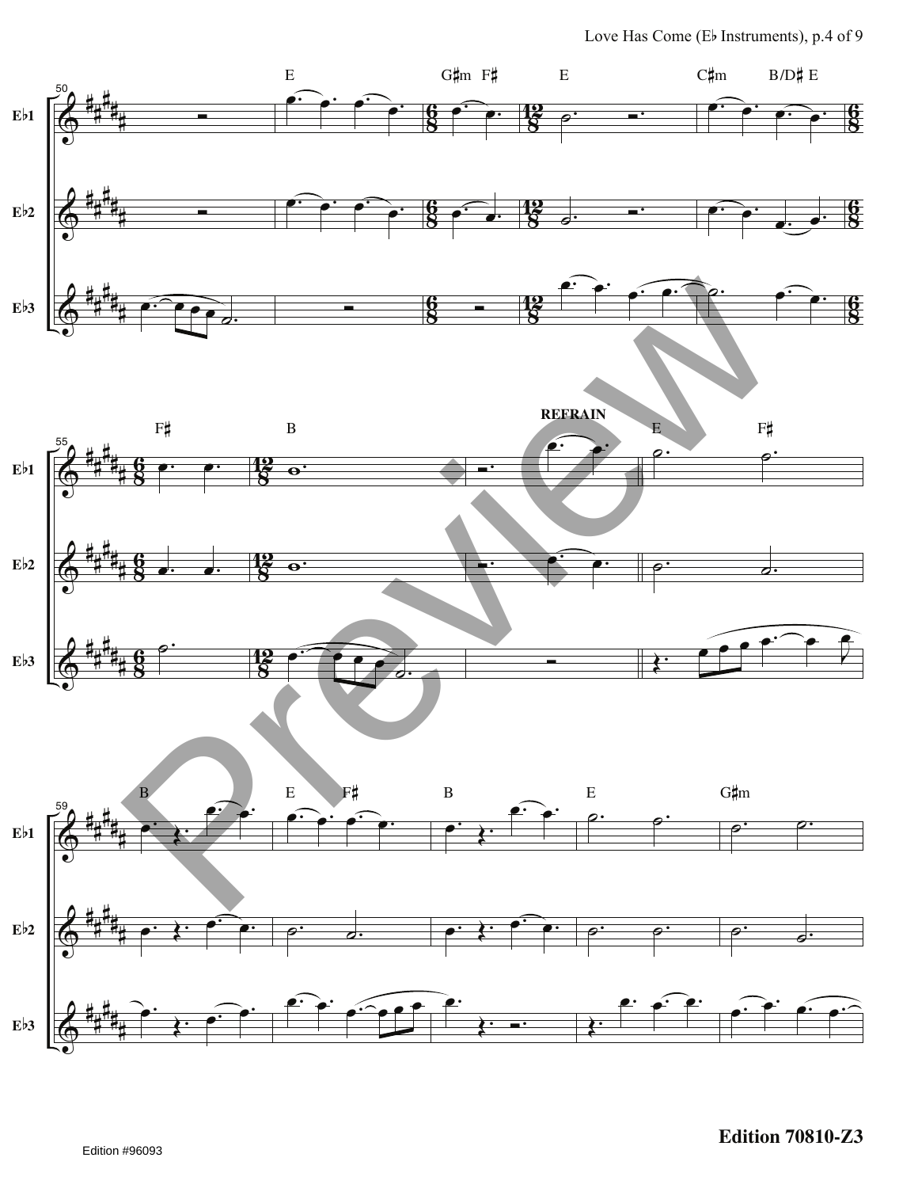**REFRAIN**

Edition 70810-Z3

Edition #96093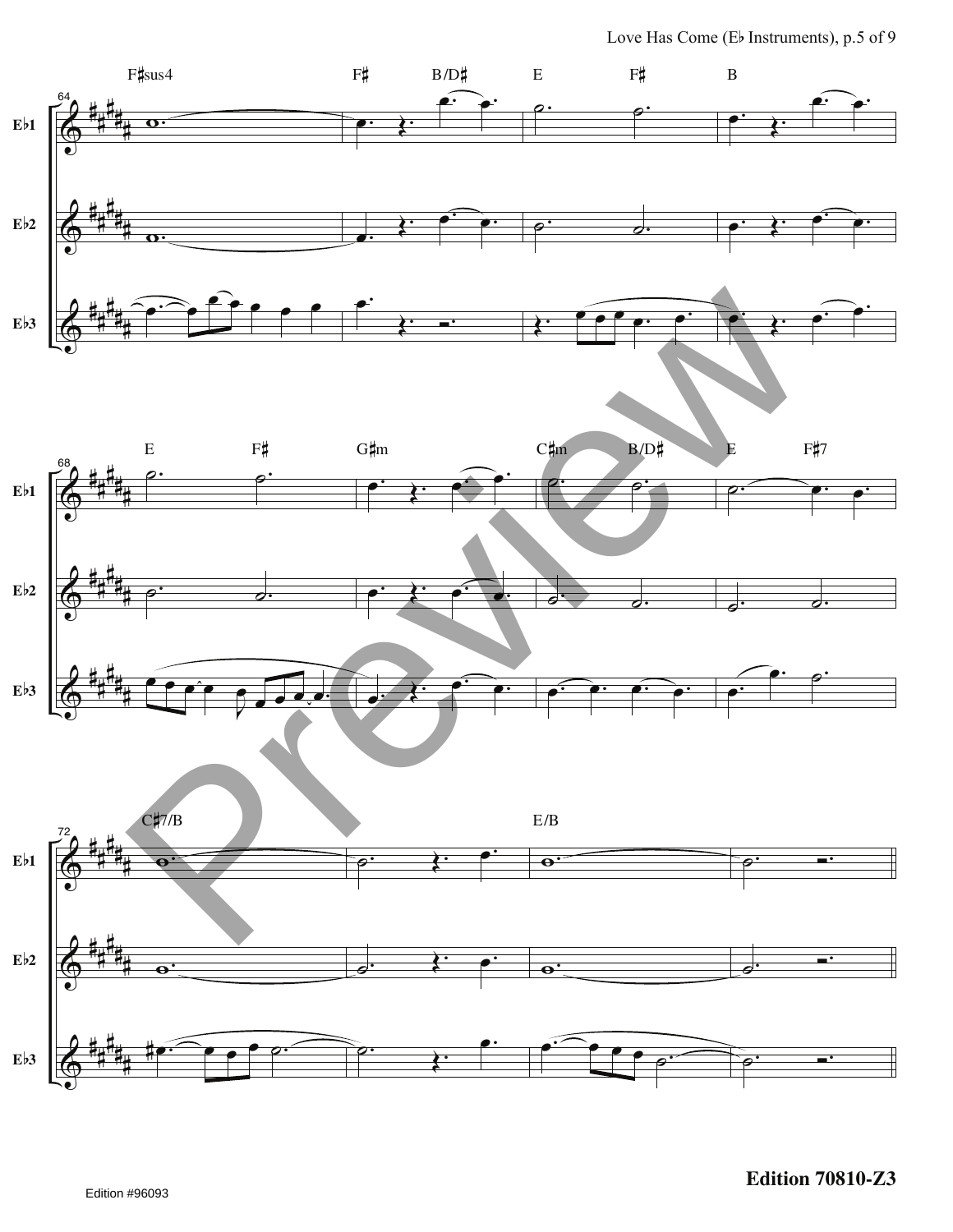F♯sus4 F♯ B/D♯ E F♯ B

64

E♭1

E♭2

E♭3

E F♯ G♯m C♯m B/D♯ E F♯7

68

E♭1

E♭2

E♭3

C♯7/B E/B

72

E♭1

E♭2

E♭3

Edition #96093

**Edition 70810-Z3**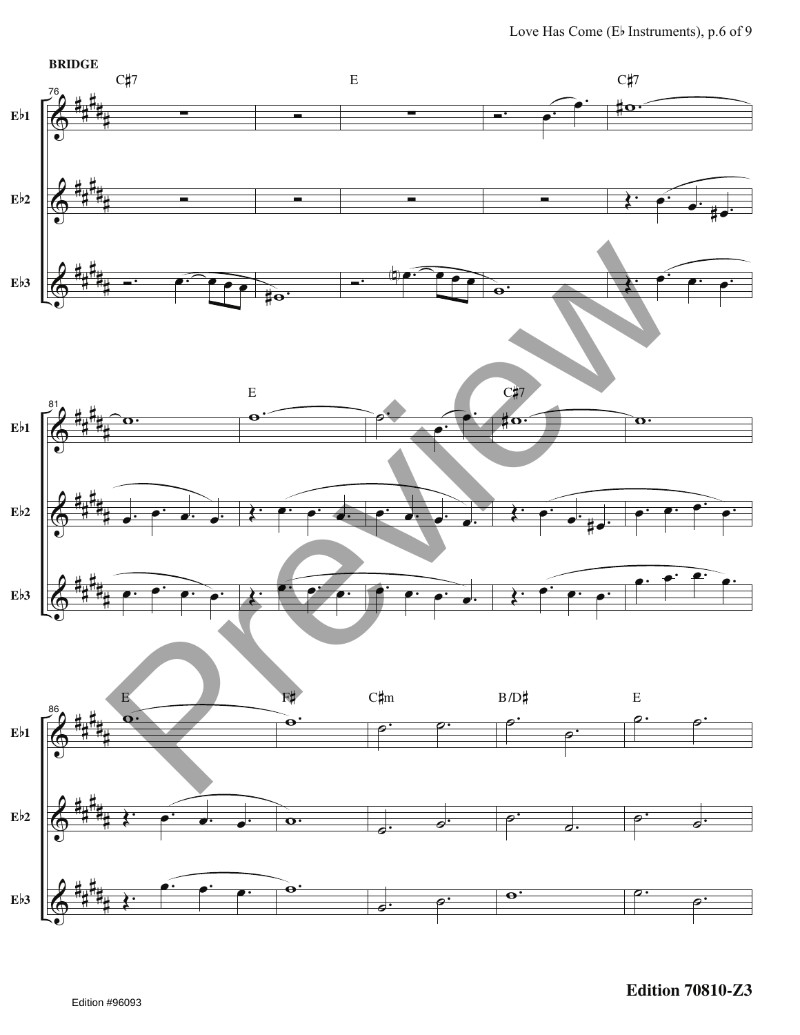**BRIDGE**

C♯7 E C♯7

E C♯7

E F♯ C♯m B/D♯ E

Edition #96093

**Edition 70810-Z3**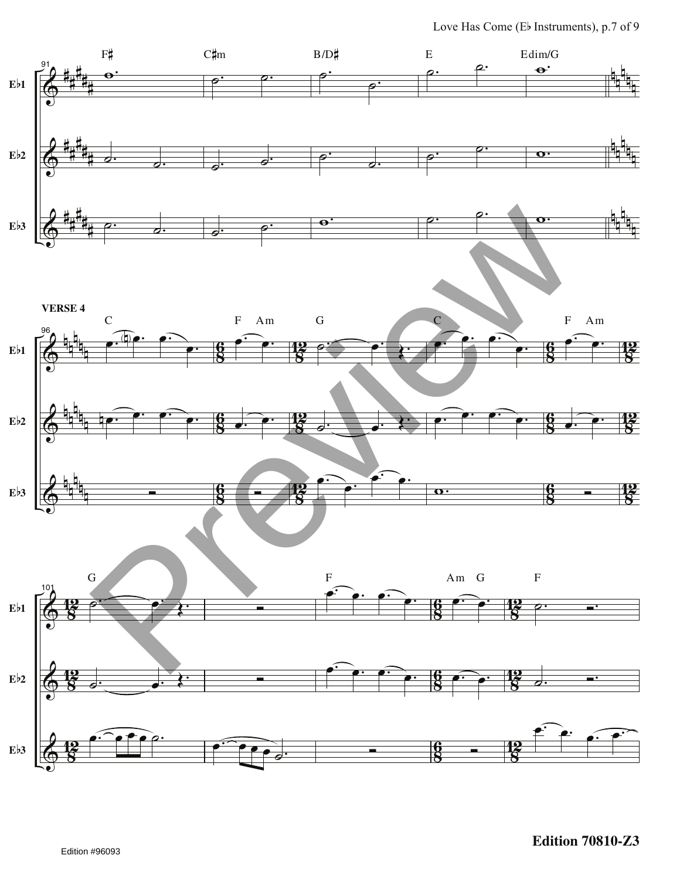VERSE 4

Edition 70810-Z3

Edition #96093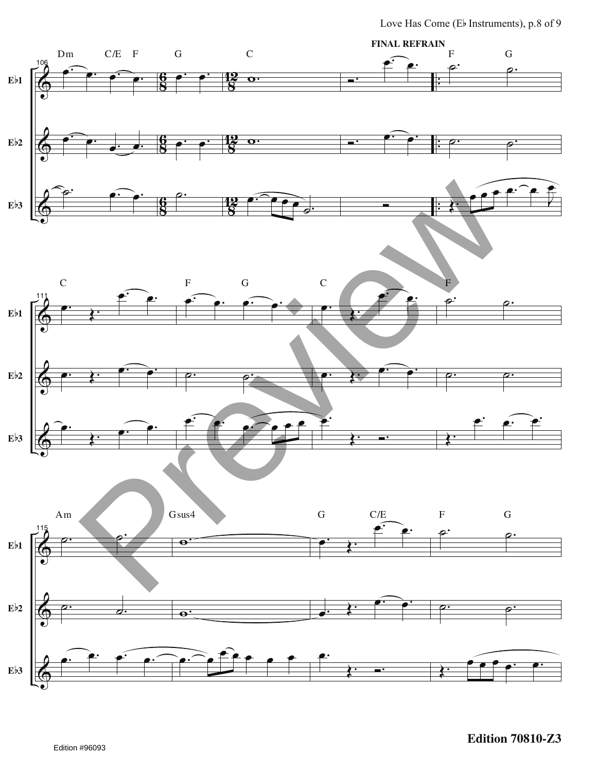FINAL REFRAIN

Edition #96093

**Edition 70810-Z3**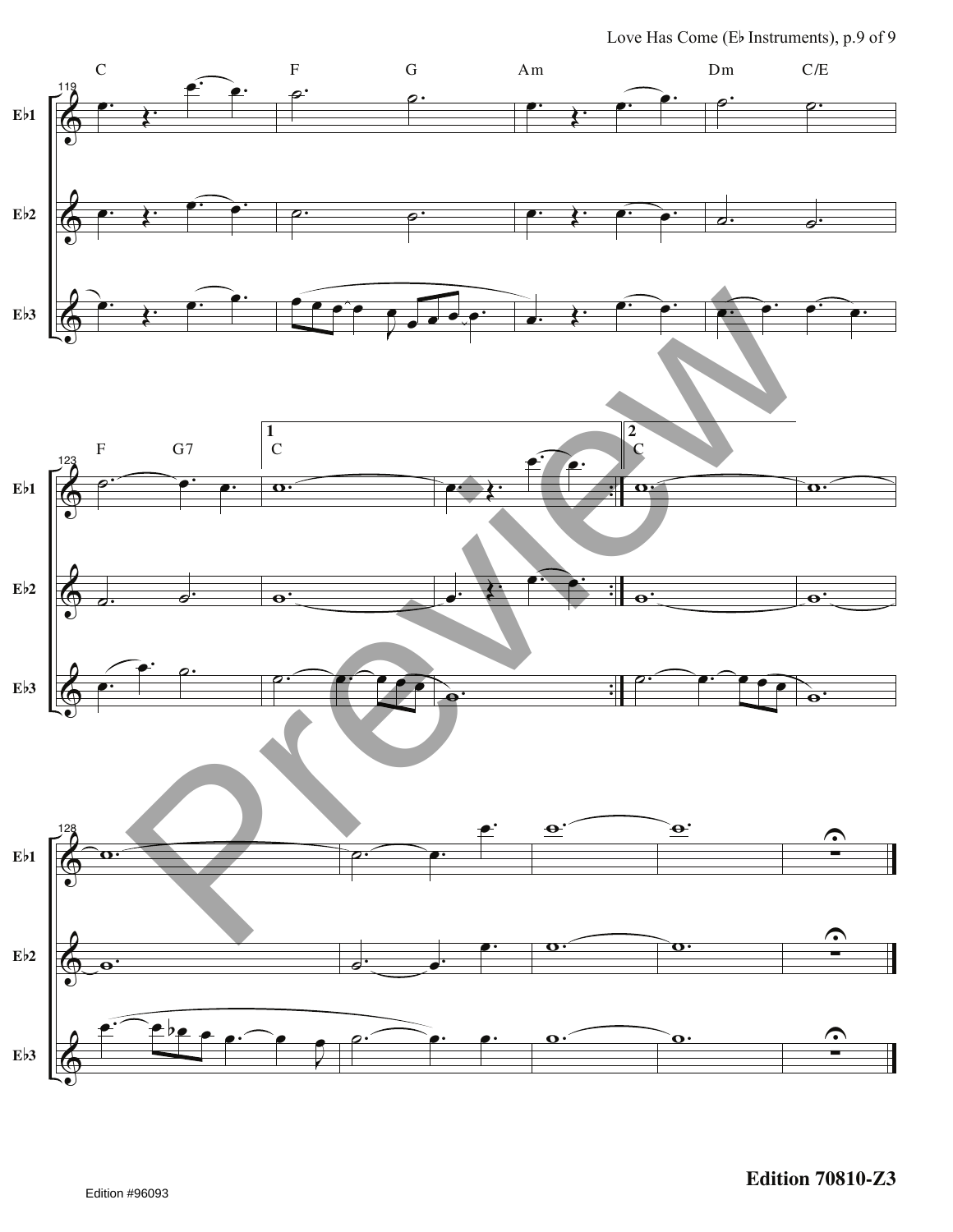C F G Am Dm C/E

119

E♭1

E♭2

E♭3

F G7 C C

123

1

2

128

Edition 70810-Z3

Edition #96093